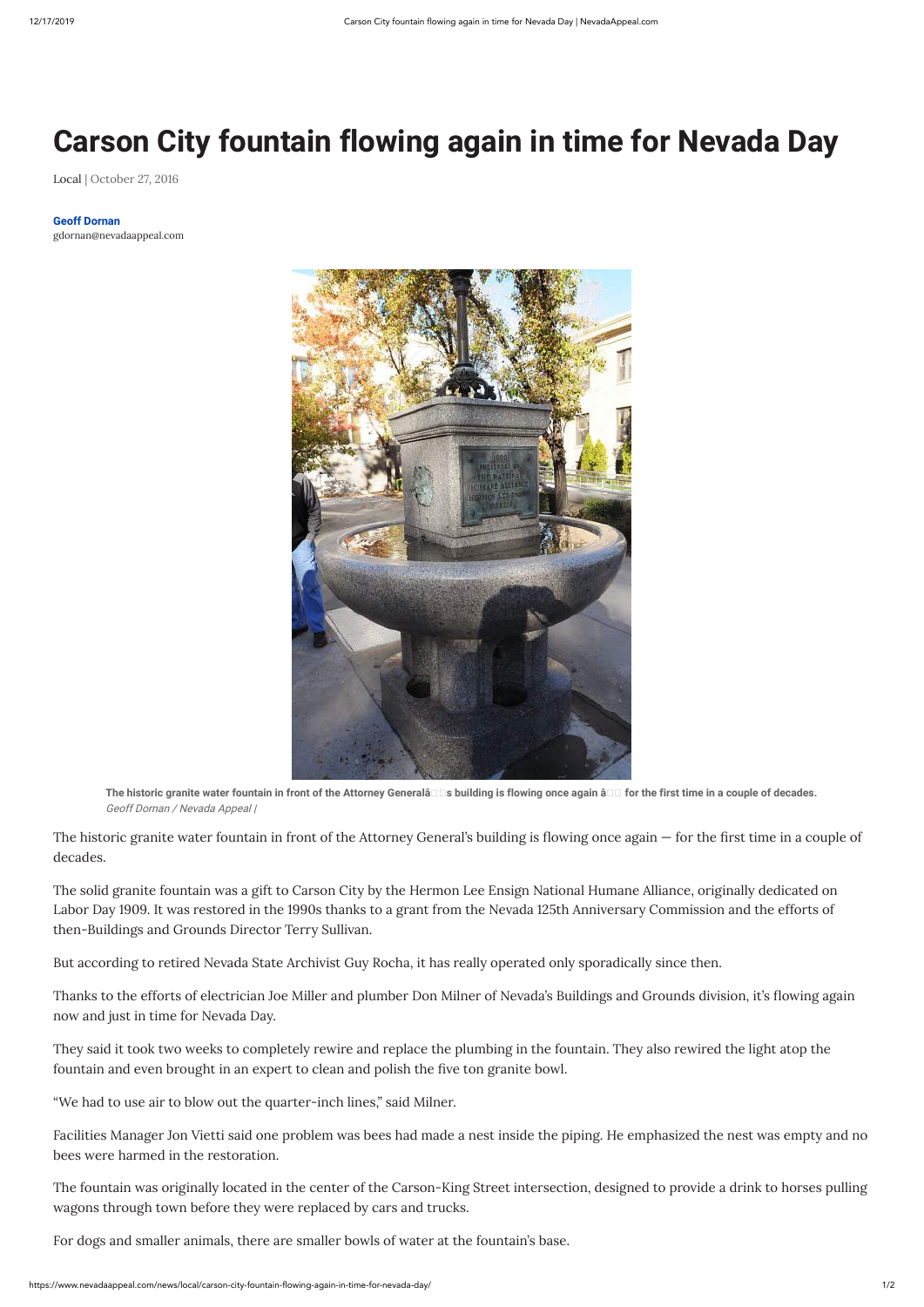# Carson City fountain flowing again in time for Nevada Day

Local | October 27, 2016

**Geoff Dornan**
gdornan@nevadaappeal.com

**The historic granite water fountain in front of the Attorney Generalâs building is flowing once again â for the first time in a couple of decades.**
*Geoff Dornan / Nevada Appeal |*

The historic granite water fountain in front of the Attorney General's building is flowing once again — for the first time in a couple of decades.

The solid granite fountain was a gift to Carson City by the Hermon Lee Ensign National Humane Alliance, originally dedicated on Labor Day 1909. It was restored in the 1990s thanks to a grant from the Nevada 125th Anniversary Commission and the efforts of then-Buildings and Grounds Director Terry Sullivan.

But according to retired Nevada State Archivist Guy Rocha, it has really operated only sporadically since then.

Thanks to the efforts of electrician Joe Miller and plumber Don Milner of Nevada's Buildings and Grounds division, it's flowing again now and just in time for Nevada Day.

They said it took two weeks to completely rewire and replace the plumbing in the fountain. They also rewired the light atop the fountain and even brought in an expert to clean and polish the five ton granite bowl.

"We had to use air to blow out the quarter-inch lines," said Milner.

Facilities Manager Jon Vietti said one problem was bees had made a nest inside the piping. He emphasized the nest was empty and no bees were harmed in the restoration.

The fountain was originally located in the center of the Carson-King Street intersection, designed to provide a drink to horses pulling wagons through town before they were replaced by cars and trucks.

For dogs and smaller animals, there are smaller bowls of water at the fountain's base.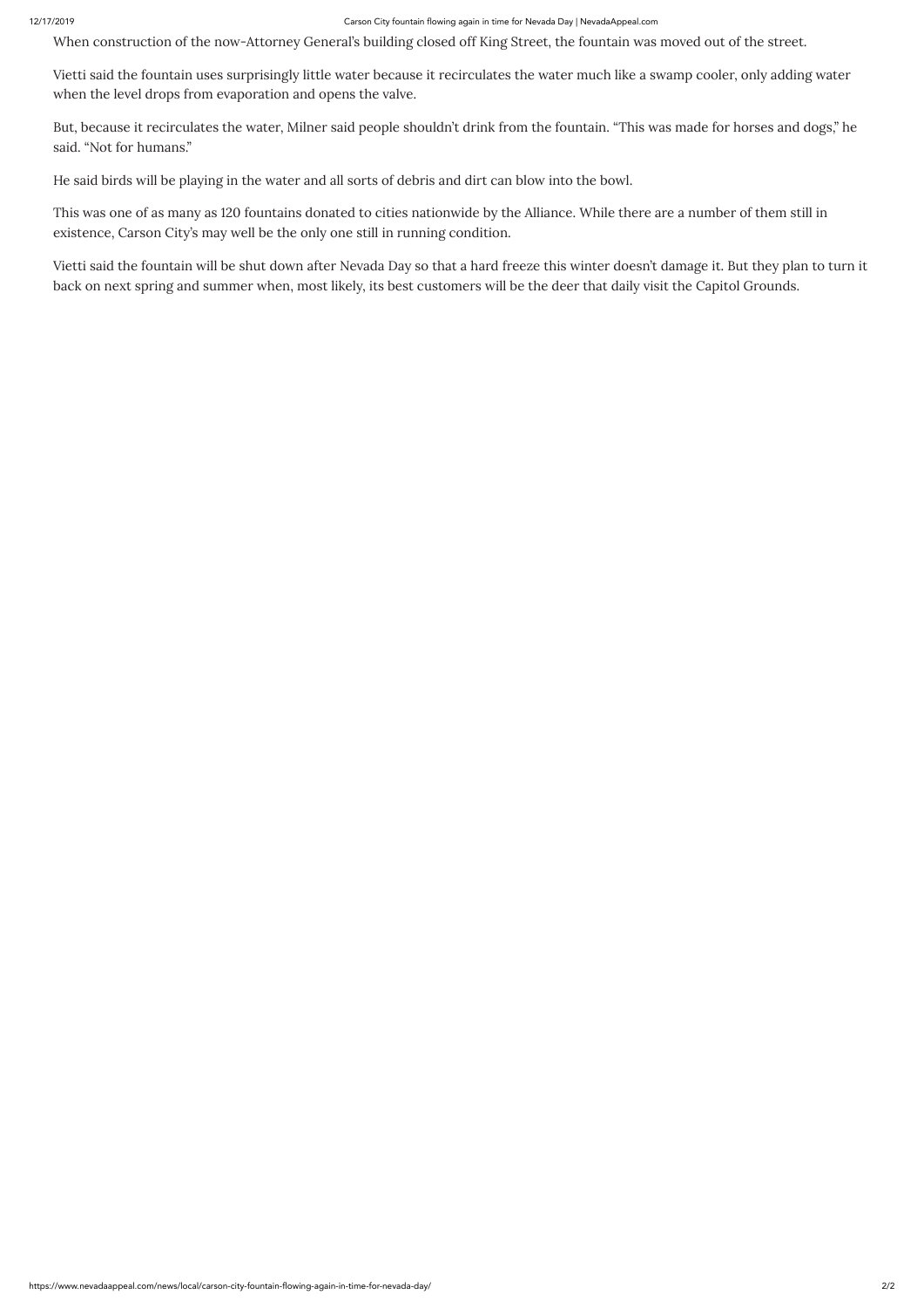When construction of the now-Attorney General's building closed off King Street, the fountain was moved out of the street.

Vietti said the fountain uses surprisingly little water because it recirculates the water much like a swamp cooler, only adding water when the level drops from evaporation and opens the valve.

But, because it recirculates the water, Milner said people shouldn't drink from the fountain. "This was made for horses and dogs," he said. "Not for humans."

He said birds will be playing in the water and all sorts of debris and dirt can blow into the bowl.

This was one of as many as 120 fountains donated to cities nationwide by the Alliance. While there are a number of them still in existence, Carson City's may well be the only one still in running condition.

Vietti said the fountain will be shut down after Nevada Day so that a hard freeze this winter doesn't damage it. But they plan to turn it back on next spring and summer when, most likely, its best customers will be the deer that daily visit the Capitol Grounds.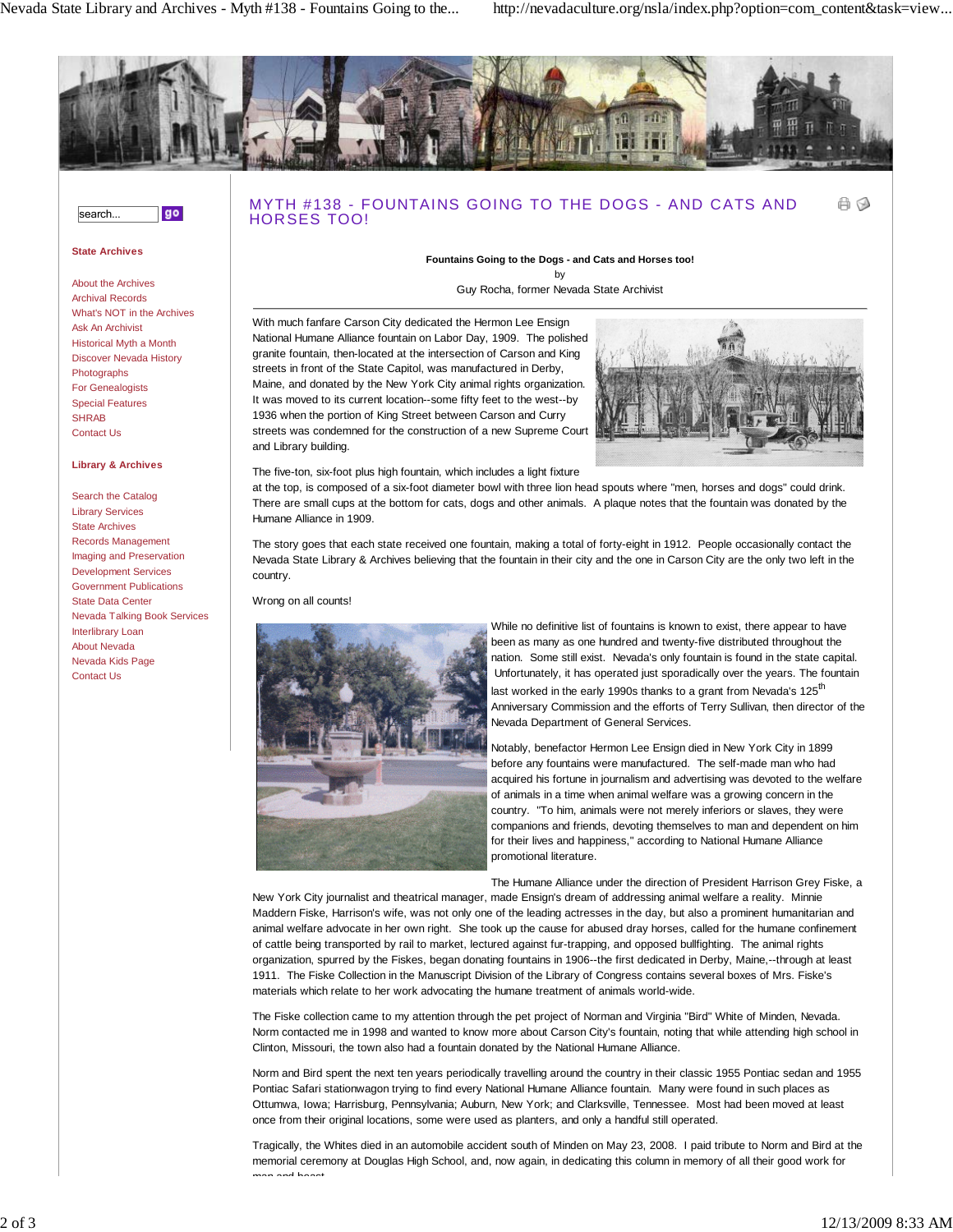# MYTH #138 - FOUNTAINS GOING TO THE DOGS - AND CATS AND HORSES TOO!

**Fountains Going to the Dogs - and Cats and Horses too!**

by

Guy Rocha, former Nevada State Archivist

---

With much fanfare Carson City dedicated the Hermon Lee Ensign National Humane Alliance fountain on Labor Day, 1909. The polished granite fountain, then-located at the intersection of Carson and King streets in front of the State Capitol, was manufactured in Derby, Maine, and donated by the New York City animal rights organization. It was moved to its current location--some fifty feet to the west--by 1936 when the portion of King Street between Carson and Curry streets was condemned for the construction of a new Supreme Court and Library building.

The five-ton, six-foot plus high fountain, which includes a light fixture at the top, is composed of a six-foot diameter bowl with three lion head spouts where "men, horses and dogs" could drink. There are small cups at the bottom for cats, dogs and other animals. A plaque notes that the fountain was donated by the Humane Alliance in 1909.

The story goes that each state received one fountain, making a total of forty-eight in 1912. People occasionally contact the Nevada State Library & Archives believing that the fountain in their city and the one in Carson City are the only two left in the country.

Wrong on all counts!

While no definitive list of fountains is known to exist, there appear to have been as many as one hundred and twenty-five distributed throughout the nation. Some still exist. Nevada's only fountain is found in the state capital. Unfortunately, it has operated just sporadically over the years. The fountain last worked in the early 1990s thanks to a grant from Nevada's 125th Anniversary Commission and the efforts of Terry Sullivan, then director of the Nevada Department of General Services.

Notably, benefactor Hermon Lee Ensign died in New York City in 1899 before any fountains were manufactured. The self-made man who had acquired his fortune in journalism and advertising was devoted to the welfare of animals in a time when animal welfare was a growing concern in the country. "To him, animals were not merely inferiors or slaves, they were companions and friends, devoting themselves to man and dependent on him for their lives and happiness," according to National Humane Alliance promotional literature.

The Humane Alliance under the direction of President Harrison Grey Fiske, a New York City journalist and theatrical manager, made Ensign's dream of addressing animal welfare a reality. Minnie Maddern Fiske, Harrison's wife, was not only one of the leading actresses in the day, but also a prominent humanitarian and animal welfare advocate in her own right. She took up the cause for abused dray horses, called for the humane confinement of cattle being transported by rail to market, lectured against fur-trapping, and opposed bullfighting. The animal rights organization, spurred by the Fiskes, began donating fountains in 1906--the first dedicated in Derby, Maine,--through at least 1911. The Fiske Collection in the Manuscript Division of the Library of Congress contains several boxes of Mrs. Fiske's materials which relate to her work advocating the humane treatment of animals world-wide.

The Fiske collection came to my attention through the pet project of Norman and Virginia "Bird" White of Minden, Nevada. Norm contacted me in 1998 and wanted to know more about Carson City's fountain, noting that while attending high school in Clinton, Missouri, the town also had a fountain donated by the National Humane Alliance.

Norm and Bird spent the next ten years periodically travelling around the country in their classic 1955 Pontiac sedan and 1955 Pontiac Safari stationwagon trying to find every National Humane Alliance fountain. Many were found in such places as Ottumwa, Iowa; Harrisburg, Pennsylvania; Auburn, New York; and Clarksville, Tennessee. Most had been moved at least once from their original locations, some were used as planters, and only a handful still operated.

Tragically, the Whites died in an automobile accident south of Minden on May 23, 2008. I paid tribute to Norm and Bird at the memorial ceremony at Douglas High School, and, now again, in dedicating this column in memory of all their good work for man and beast.